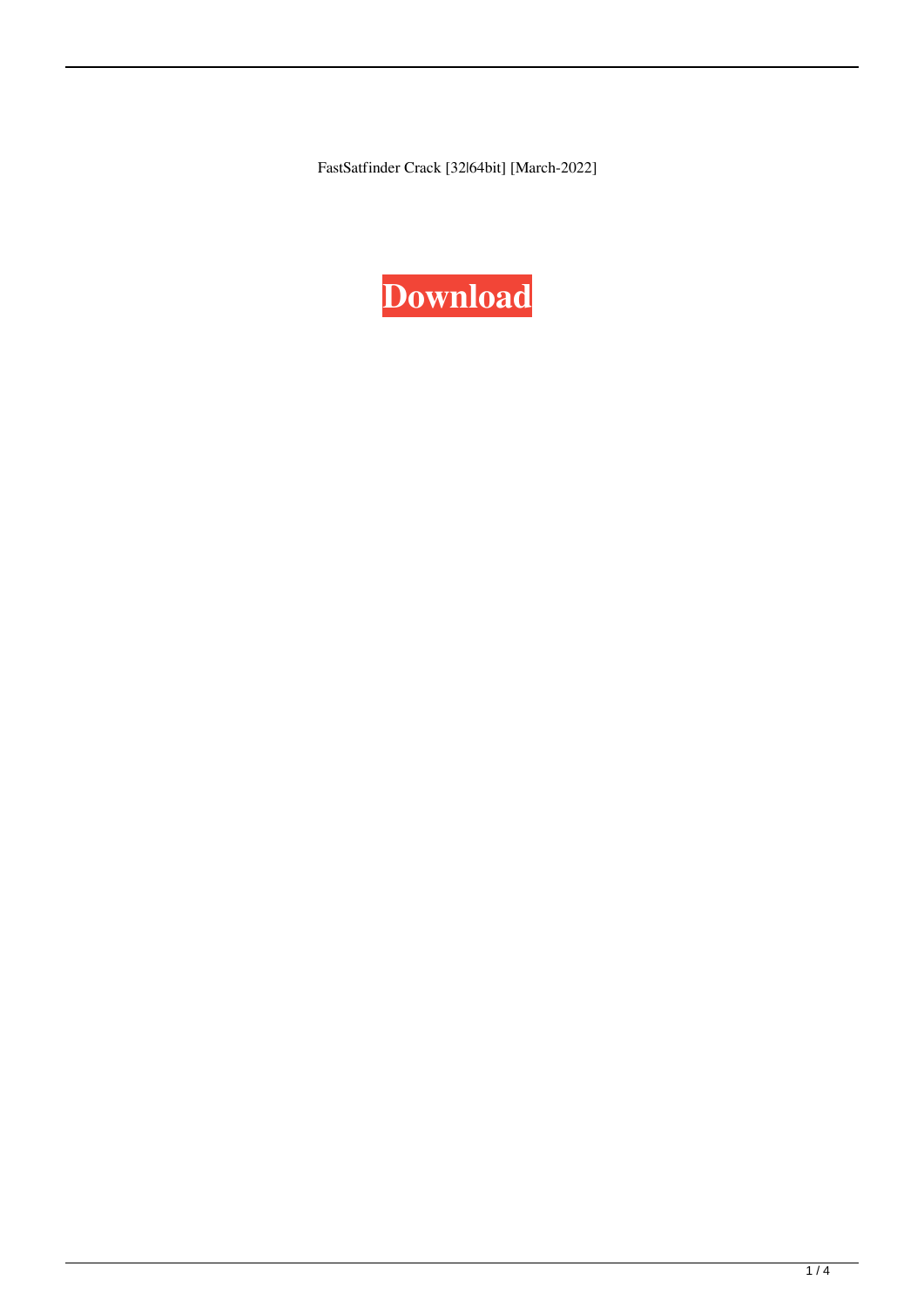FastSatfinder Crack [32|64bit] [March-2022]

**Download**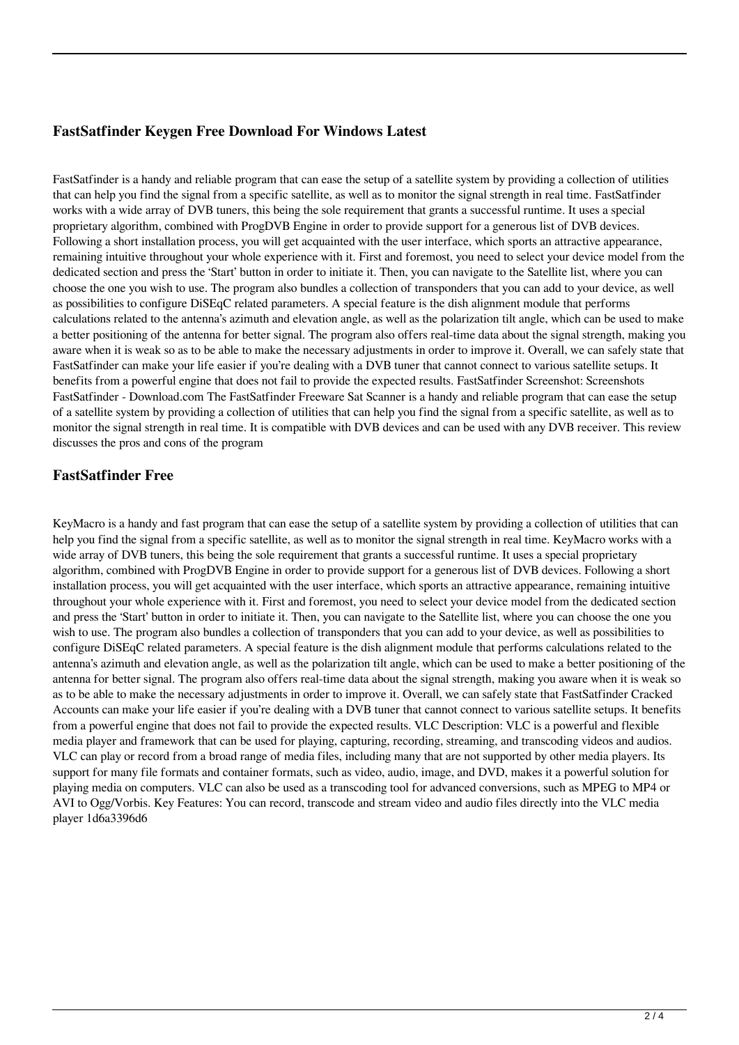## FastSatfinder Keygen Free Download For Windows Latest

FastSatfinder is a handy and reliable program that can ease the setup of a satellite system by providing a collection of utilities that can help you find the signal from a specific satellite, as well as to monitor the signal strength in real time. FastSatfinder works with a wide array of DVB tuners, this being the sole requirement that grants a successful runtime. It uses a special proprietary algorithm, combined with ProgDVB Engine in order to provide support for a generous list of DVB devices. Following a short installation process, you will get acquainted with the user interface, which sports an attractive appearance, remaining intuitive throughout your whole experience with it. First and foremost, you need to select your device model from the dedicated section and press the 'Start' button in order to initiate it. Then, you can navigate to the Satellite list, where you can choose the one you wish to use. The program also bundles a collection of transponders that you can add to your device, as well as possibilities to configure DiSEqC related parameters. A special feature is the dish alignment module that performs calculations related to the antenna's azimuth and elevation angle, as well as the polarization tilt angle, which can be used to make a better positioning of the antenna for better signal. The program also offers real-time data about the signal strength, making you aware when it is weak so as to be able to make the necessary adjustments in order to improve it. Overall, we can safely state that FastSatfinder can make your life easier if you're dealing with a DVB tuner that cannot connect to various satellite setups. It benefits from a powerful engine that does not fail to provide the expected results. FastSatfinder Screenshot: Screenshots FastSatfinder - Download.com The FastSatfinder Freeware Sat Scanner is a handy and reliable program that can ease the setup of a satellite system by providing a collection of utilities that can help you find the signal from a specific satellite, as well as to monitor the signal strength in real time. It is compatible with DVB devices and can be used with any DVB receiver. This review discusses the pros and cons of the program

## FastSatfinder Free

KeyMacro is a handy and fast program that can ease the setup of a satellite system by providing a collection of utilities that can help you find the signal from a specific satellite, as well as to monitor the signal strength in real time. KeyMacro works with a wide array of DVB tuners, this being the sole requirement that grants a successful runtime. It uses a special proprietary algorithm, combined with ProgDVB Engine in order to provide support for a generous list of DVB devices. Following a short installation process, you will get acquainted with the user interface, which sports an attractive appearance, remaining intuitive throughout your whole experience with it. First and foremost, you need to select your device model from the dedicated section and press the 'Start' button in order to initiate it. Then, you can navigate to the Satellite list, where you can choose the one you wish to use. The program also bundles a collection of transponders that you can add to your device, as well as possibilities to configure DiSEqC related parameters. A special feature is the dish alignment module that performs calculations related to the antenna's azimuth and elevation angle, as well as the polarization tilt angle, which can be used to make a better positioning of the antenna for better signal. The program also offers real-time data about the signal strength, making you aware when it is weak so as to be able to make the necessary adjustments in order to improve it. Overall, we can safely state that FastSatfinder Cracked Accounts can make your life easier if you're dealing with a DVB tuner that cannot connect to various satellite setups. It benefits from a powerful engine that does not fail to provide the expected results. VLC Description: VLC is a powerful and flexible media player and framework that can be used for playing, capturing, recording, streaming, and transcoding videos and audios. VLC can play or record from a broad range of media files, including many that are not supported by other media players. Its support for many file formats and container formats, such as video, audio, image, and DVD, makes it a powerful solution for playing media on computers. VLC can also be used as a transcoding tool for advanced conversions, such as MPEG to MP4 or AVI to Ogg/Vorbis. Key Features: You can record, transcode and stream video and audio files directly into the VLC media player 1d6a3396d6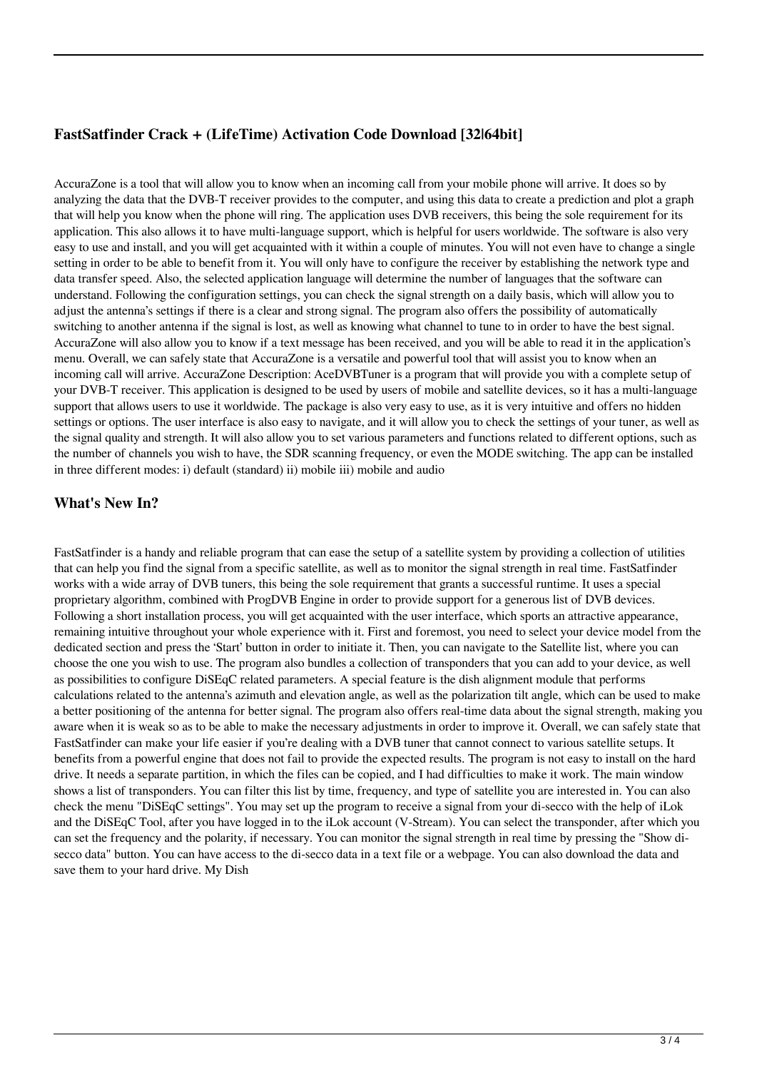### FastSatfinder Crack + (LifeTime) Activation Code Download [32|64bit]

AccuraZone is a tool that will allow you to know when an incoming call from your mobile phone will arrive. It does so by analyzing the data that the DVB-T receiver provides to the computer, and using this data to create a prediction and plot a graph that will help you know when the phone will ring. The application uses DVB receivers, this being the sole requirement for its application. This also allows it to have multi-language support, which is helpful for users worldwide. The software is also very easy to use and install, and you will get acquainted with it within a couple of minutes. You will not even have to change a single setting in order to be able to benefit from it. You will only have to configure the receiver by establishing the network type and data transfer speed. Also, the selected application language will determine the number of languages that the software can understand. Following the configuration settings, you can check the signal strength on a daily basis, which will allow you to adjust the antenna's settings if there is a clear and strong signal. The program also offers the possibility of automatically switching to another antenna if the signal is lost, as well as knowing what channel to tune to in order to have the best signal. AccuraZone will also allow you to know if a text message has been received, and you will be able to read it in the application's menu. Overall, we can safely state that AccuraZone is a versatile and powerful tool that will assist you to know when an incoming call will arrive. AccuraZone Description: AceDVBTuner is a program that will provide you with a complete setup of your DVB-T receiver. This application is designed to be used by users of mobile and satellite devices, so it has a multi-language support that allows users to use it worldwide. The package is also very easy to use, as it is very intuitive and offers no hidden settings or options. The user interface is also easy to navigate, and it will allow you to check the settings of your tuner, as well as the signal quality and strength. It will also allow you to set various parameters and functions related to different options, such as the number of channels you wish to have, the SDR scanning frequency, or even the MODE switching. The app can be installed in three different modes: i) default (standard) ii) mobile iii) mobile and audio

### What's New In?

FastSatfinder is a handy and reliable program that can ease the setup of a satellite system by providing a collection of utilities that can help you find the signal from a specific satellite, as well as to monitor the signal strength in real time. FastSatfinder works with a wide array of DVB tuners, this being the sole requirement that grants a successful runtime. It uses a special proprietary algorithm, combined with ProgDVB Engine in order to provide support for a generous list of DVB devices. Following a short installation process, you will get acquainted with the user interface, which sports an attractive appearance, remaining intuitive throughout your whole experience with it. First and foremost, you need to select your device model from the dedicated section and press the 'Start' button in order to initiate it. Then, you can navigate to the Satellite list, where you can choose the one you wish to use. The program also bundles a collection of transponders that you can add to your device, as well as possibilities to configure DiSEqC related parameters. A special feature is the dish alignment module that performs calculations related to the antenna's azimuth and elevation angle, as well as the polarization tilt angle, which can be used to make a better positioning of the antenna for better signal. The program also offers real-time data about the signal strength, making you aware when it is weak so as to be able to make the necessary adjustments in order to improve it. Overall, we can safely state that FastSatfinder can make your life easier if you're dealing with a DVB tuner that cannot connect to various satellite setups. It benefits from a powerful engine that does not fail to provide the expected results. The program is not easy to install on the hard drive. It needs a separate partition, in which the files can be copied, and I had difficulties to make it work. The main window shows a list of transponders. You can filter this list by time, frequency, and type of satellite you are interested in. You can also check the menu "DiSEqC settings". You may set up the program to receive a signal from your di-secco with the help of iLok and the DiSEqC Tool, after you have logged in to the iLok account (V-Stream). You can select the transponder, after which you can set the frequency and the polarity, if necessary. You can monitor the signal strength in real time by pressing the "Show di-secco data" button. You can have access to the di-secco data in a text file or a webpage. You can also download the data and save them to your hard drive. My Dish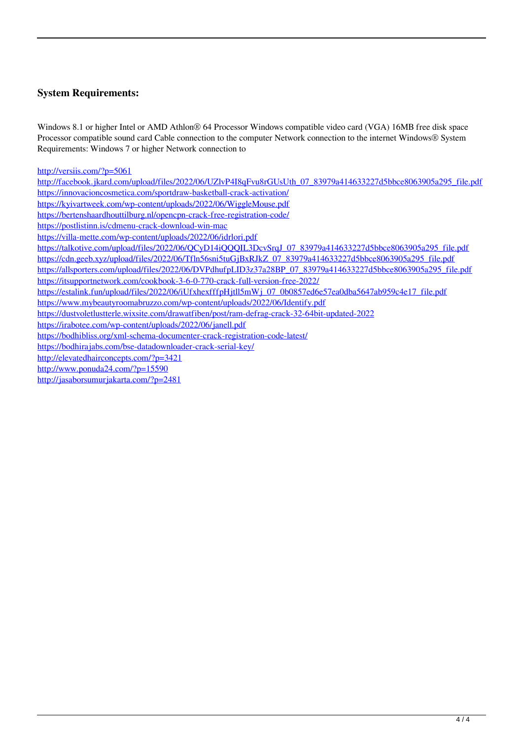### System Requirements:

Windows 8.1 or higher Intel or AMD Athlon® 64 Processor Windows compatible video card (VGA) 16MB free disk space Processor compatible sound card Cable connection to the computer Network connection to the internet Windows® System Requirements: Windows 7 or higher Network connection to

http://versiis.com/?p=5061
http://facebook.jkard.com/upload/files/2022/06/UZlvP4I8qFvu8rGUsUth_07_83979a414633227d5bbce8063905a295_file.pdf
https://innovacioncosmetica.com/sportdraw-basketball-crack-activation/
https://kyivartweek.com/wp-content/uploads/2022/06/WiggleMouse.pdf
https://bertenshaardhouttilburg.nl/opencpn-crack-free-registration-code/
https://postlistinn.is/cdmenu-crack-download-win-mac
https://villa-mette.com/wp-content/uploads/2022/06/idrlori.pdf
https://talkotive.com/upload/files/2022/06/QCyD14iQQQIL3DcvSrqJ_07_83979a414633227d5bbce8063905a295_file.pdf
https://cdn.geeb.xyz/upload/files/2022/06/Tfln56sni5tuGjBxRJkZ_07_83979a414633227d5bbce8063905a295_file.pdf
https://allsporters.com/upload/files/2022/06/DVPdhufpLID3z37a28BP_07_83979a414633227d5bbce8063905a295_file.pdf
https://itsupportnetwork.com/cookbook-3-6-0-770-crack-full-version-free-2022/
https://estalink.fun/upload/files/2022/06/iUfxhexfffpHjtll5mWj_07_0b0857ed6e57ea0dba5647ab959c4e17_file.pdf
https://www.mybeautyroomabruzzo.com/wp-content/uploads/2022/06/Identify.pdf
https://dustvoletlustterle.wixsite.com/drawatfiben/post/ram-defrag-crack-32-64bit-updated-2022
https://irabotee.com/wp-content/uploads/2022/06/janell.pdf
https://bodhibliss.org/xml-schema-documenter-crack-registration-code-latest/
https://bodhirajabs.com/bse-datadownloader-crack-serial-key/
http://elevatedhairconcepts.com/?p=3421
http://www.ponuda24.com/?p=15590
http://jasaborsumurjakarta.com/?p=2481